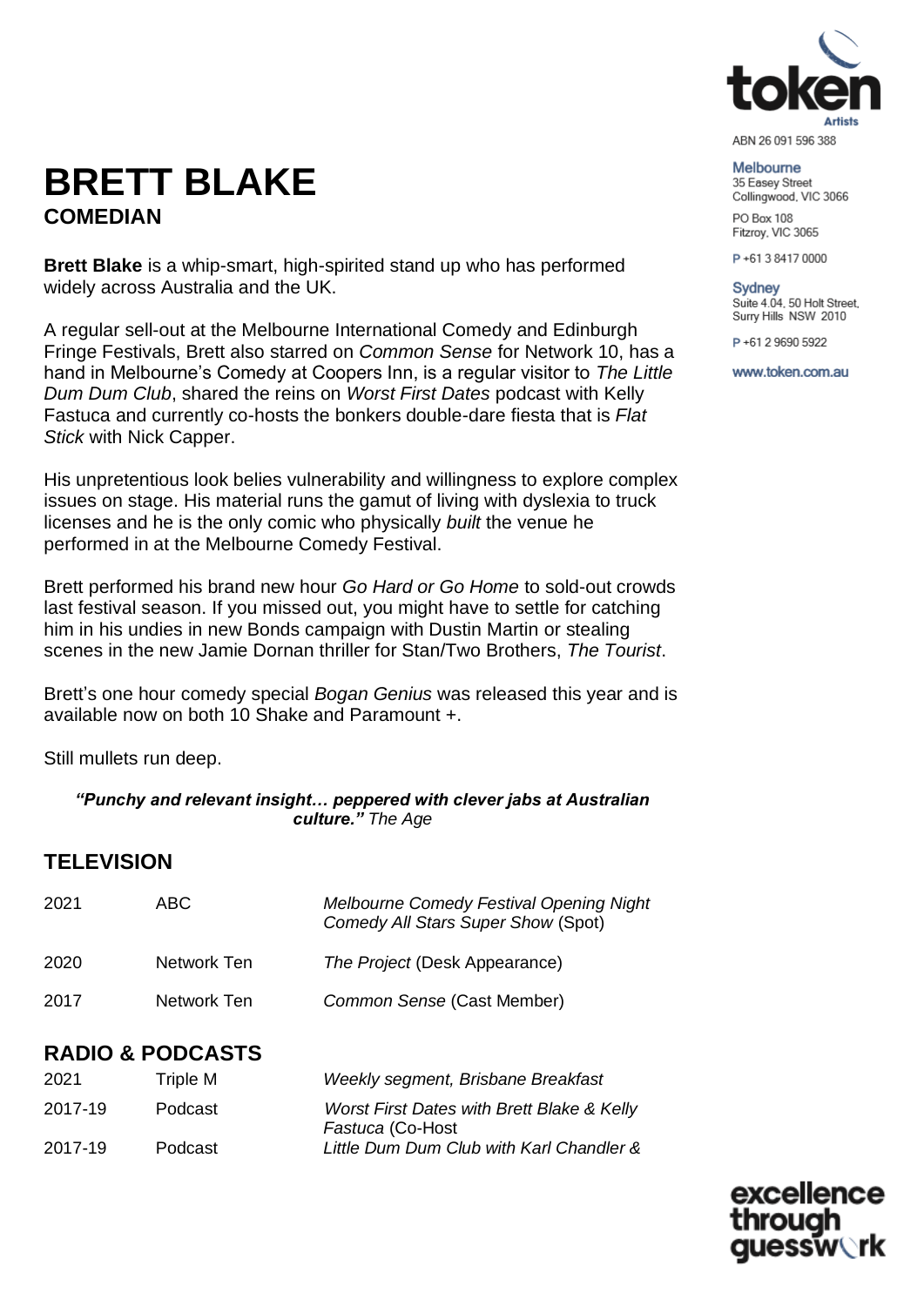# BRETT BLAKE

## COMEDIAN

token Artists

ABN 26 091 596 388

Melbourne
35 Easey Street
Collingwood, VIC 3066

PO Box 108
Fitzroy, VIC 3065

P +61 3 8417 0000

Sydney
Suite 4.04, 50 Holt Street,
Surry Hills NSW 2010

P +61 2 9690 5922

www.token.com.au

**Brett Blake** is a whip-smart, high-spirited stand up who has performed widely across Australia and the UK.

A regular sell-out at the Melbourne International Comedy and Edinburgh Fringe Festivals, Brett also starred on *Common Sense* for Network 10, has a hand in Melbourne's Comedy at Coopers Inn, is a regular visitor to *The Little Dum Dum Club*, shared the reins on *Worst First Dates* podcast with Kelly Fastuca and currently co-hosts the bonkers double-dare fiesta that is *Flat Stick* with Nick Capper.

His unpretentious look belies vulnerability and willingness to explore complex issues on stage. His material runs the gamut of living with dyslexia to truck licenses and he is the only comic who physically *built* the venue he performed in at the Melbourne Comedy Festival.

Brett performed his brand new hour *Go Hard or Go Home* to sold-out crowds last festival season. If you missed out, you might have to settle for catching him in his undies in new Bonds campaign with Dustin Martin or stealing scenes in the new Jamie Dornan thriller for Stan/Two Brothers, *The Tourist*.

Brett's one hour comedy special *Bogan Genius* was released this year and is available now on both 10 Shake and Paramount +.

Still mullets run deep.

***"Punchy and relevant insight… peppered with clever jabs at Australian culture."*** *The Age*

## TELEVISION

| | | |
|---|---|---|
| 2021 | ABC | *Melbourne Comedy Festival Opening Night Comedy All Stars Super Show* (Spot) |
| 2020 | Network Ten | *The Project* (Desk Appearance) |
| 2017 | Network Ten | *Common Sense* (Cast Member) |

## RADIO & PODCASTS

| | | |
|---|---|---|
| 2021 | Triple M | *Weekly segment, Brisbane Breakfast* |
| 2017-19 | Podcast | *Worst First Dates with Brett Blake & Kelly Fastuca* (Co-Host |
| 2017-19 | Podcast | *Little Dum Dum Club with Karl Chandler &* |

excellence through guesswork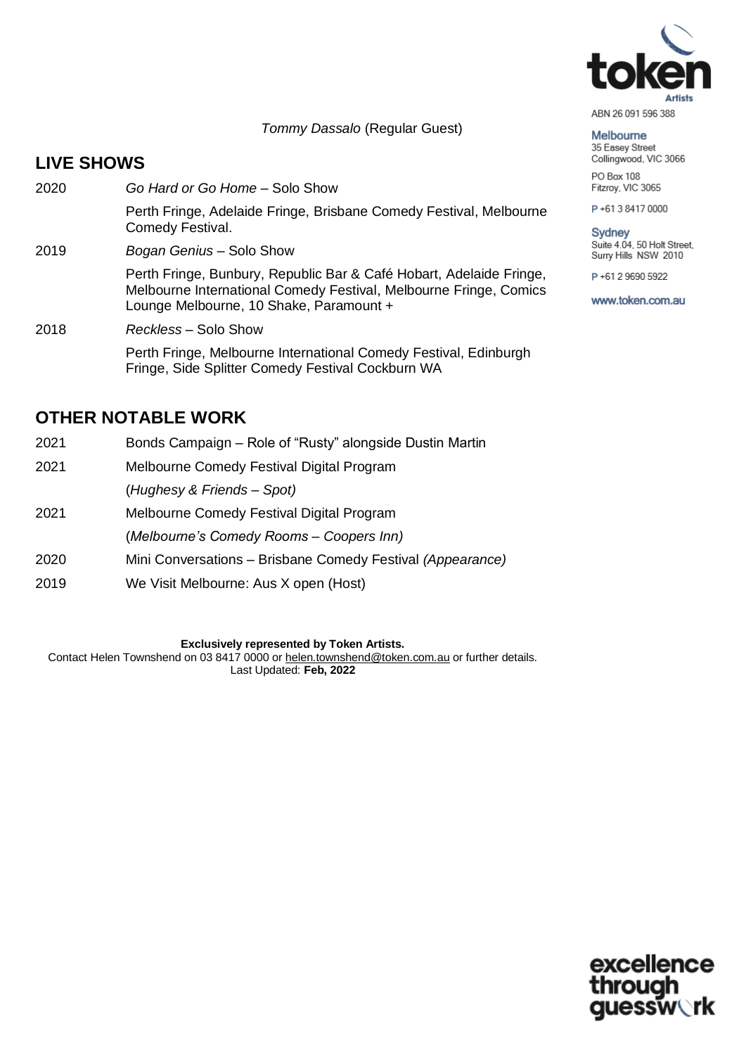*Tommy Dassalo* (Regular Guest)

## LIVE SHOWS

| | |
|---|---|
| 2020 | *Go Hard or Go Home* – Solo Show |
| | Perth Fringe, Adelaide Fringe, Brisbane Comedy Festival, Melbourne Comedy Festival. |
| 2019 | *Bogan Genius* – Solo Show |
| | Perth Fringe, Bunbury, Republic Bar & Café Hobart, Adelaide Fringe, Melbourne International Comedy Festival, Melbourne Fringe, Comics Lounge Melbourne, 10 Shake, Paramount + |
| 2018 | *Reckless* – Solo Show |
| | Perth Fringe, Melbourne International Comedy Festival, Edinburgh Fringe, Side Splitter Comedy Festival Cockburn WA |

## OTHER NOTABLE WORK

| | |
|---|---|
| 2021 | Bonds Campaign – Role of "Rusty" alongside Dustin Martin |
| 2021 | Melbourne Comedy Festival Digital Program |
| | (*Hughesy & Friends – Spot)* |
| 2021 | Melbourne Comedy Festival Digital Program |
| | (*Melbourne's Comedy Rooms – Coopers Inn)* |
| 2020 | Mini Conversations – Brisbane Comedy Festival *(Appearance)* |
| 2019 | We Visit Melbourne: Aus X open (Host) |

**Exclusively represented by Token Artists.**

Contact Helen Townshend on 03 8417 0000 or helen.townshend@token.com.au or further details.

Last Updated: **Feb, 2022**